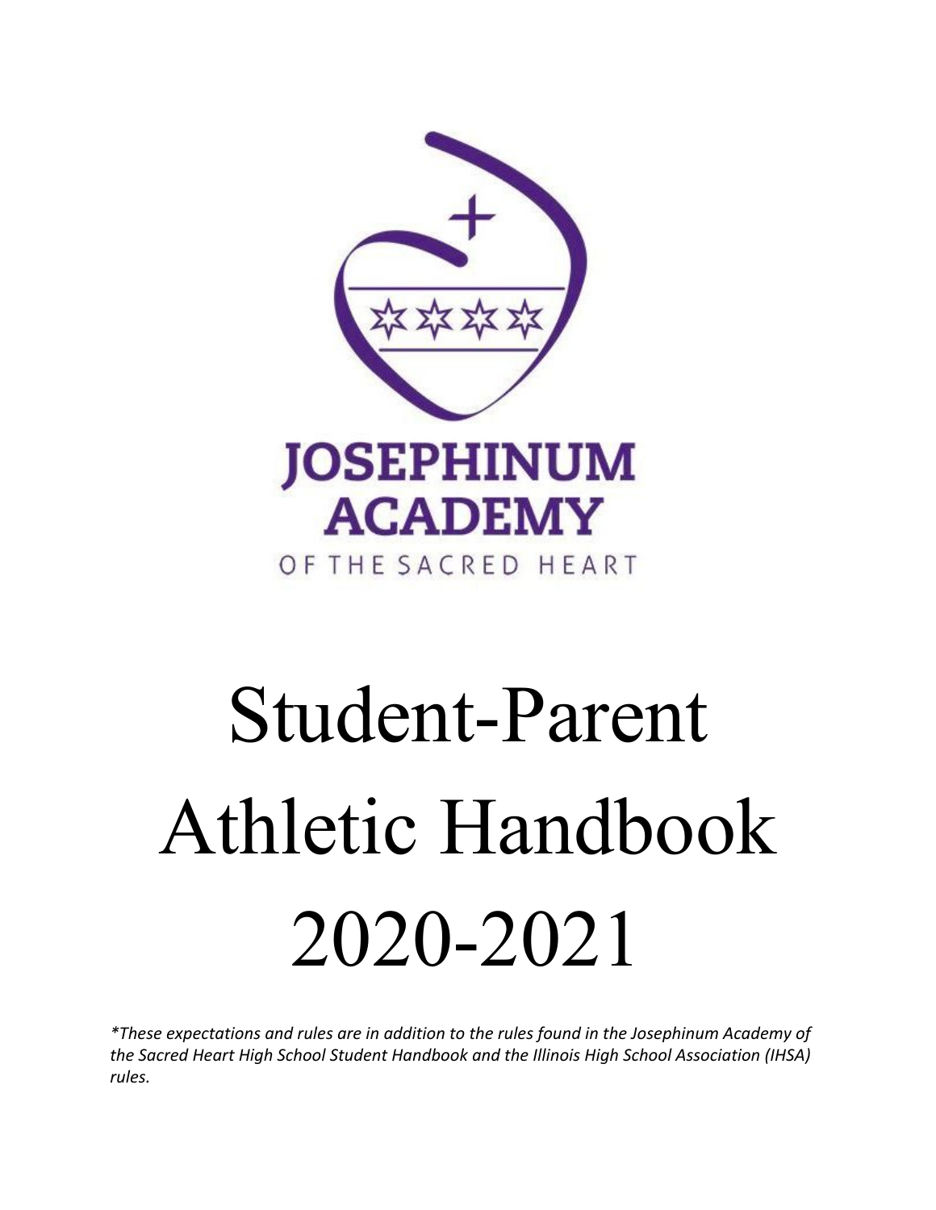JOSEPHINUM ACADEMY

OF THE SACRED HEART

# Student-Parent Athletic Handbook 2020-2021

*\*These expectations and rules are in addition to the rules found in the Josephinum Academy of the Sacred Heart High School Student Handbook and the Illinois High School Association (IHSA) rules.*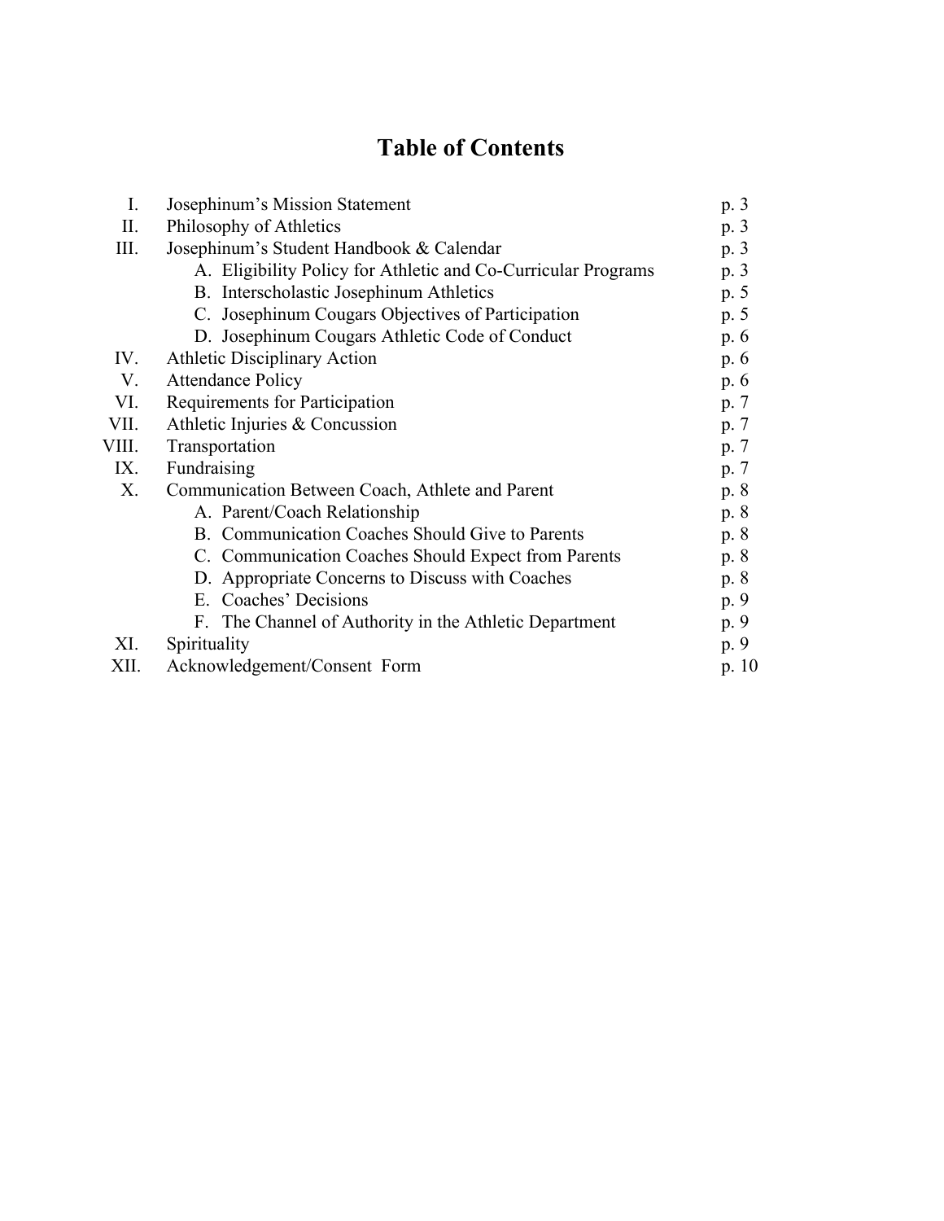# Table of Contents

| | | |
|---|---|---|
| I. | Josephinum's Mission Statement | p. 3 |
| II. | Philosophy of Athletics | p. 3 |
| III. | Josephinum's Student Handbook & Calendar | p. 3 |
| | A. Eligibility Policy for Athletic and Co-Curricular Programs | p. 3 |
| | B. Interscholastic Josephinum Athletics | p. 5 |
| | C. Josephinum Cougars Objectives of Participation | p. 5 |
| | D. Josephinum Cougars Athletic Code of Conduct | p. 6 |
| IV. | Athletic Disciplinary Action | p. 6 |
| V. | Attendance Policy | p. 6 |
| VI. | Requirements for Participation | p. 7 |
| VII. | Athletic Injuries & Concussion | p. 7 |
| VIII. | Transportation | p. 7 |
| IX. | Fundraising | p. 7 |
| X. | Communication Between Coach, Athlete and Parent | p. 8 |
| | A. Parent/Coach Relationship | p. 8 |
| | B. Communication Coaches Should Give to Parents | p. 8 |
| | C. Communication Coaches Should Expect from Parents | p. 8 |
| | D. Appropriate Concerns to Discuss with Coaches | p. 8 |
| | E. Coaches' Decisions | p. 9 |
| | F. The Channel of Authority in the Athletic Department | p. 9 |
| XI. | Spirituality | p. 9 |
| XII. | Acknowledgement/Consent Form | p. 10 |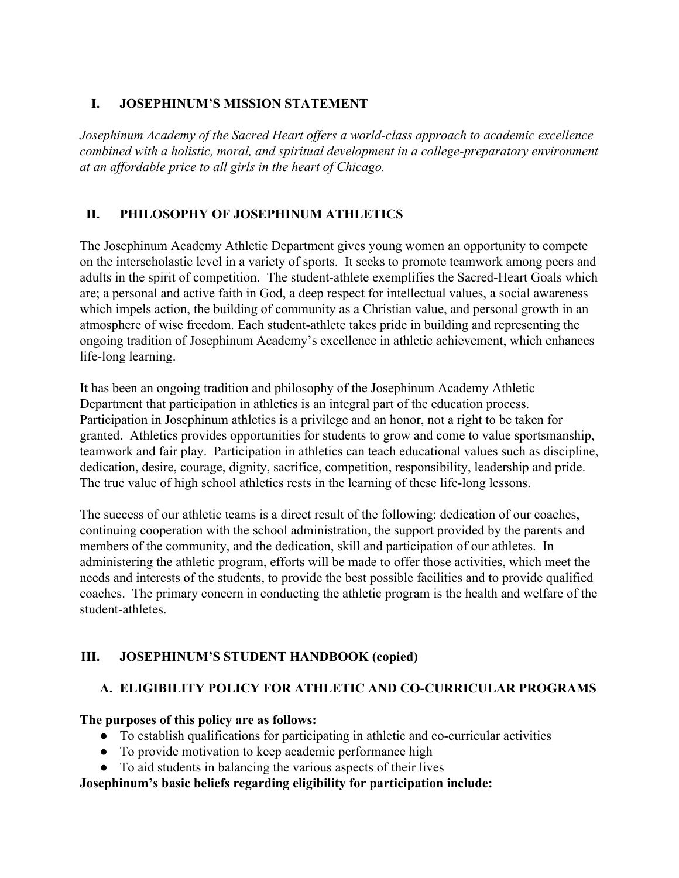## I. JOSEPHINUM'S MISSION STATEMENT

*Josephinum Academy of the Sacred Heart offers a world-class approach to academic excellence combined with a holistic, moral, and spiritual development in a college-preparatory environment at an affordable price to all girls in the heart of Chicago.*

## II. PHILOSOPHY OF JOSEPHINUM ATHLETICS

The Josephinum Academy Athletic Department gives young women an opportunity to compete on the interscholastic level in a variety of sports. It seeks to promote teamwork among peers and adults in the spirit of competition. The student-athlete exemplifies the Sacred-Heart Goals which are; a personal and active faith in God, a deep respect for intellectual values, a social awareness which impels action, the building of community as a Christian value, and personal growth in an atmosphere of wise freedom. Each student-athlete takes pride in building and representing the ongoing tradition of Josephinum Academy's excellence in athletic achievement, which enhances life-long learning.

It has been an ongoing tradition and philosophy of the Josephinum Academy Athletic Department that participation in athletics is an integral part of the education process. Participation in Josephinum athletics is a privilege and an honor, not a right to be taken for granted. Athletics provides opportunities for students to grow and come to value sportsmanship, teamwork and fair play. Participation in athletics can teach educational values such as discipline, dedication, desire, courage, dignity, sacrifice, competition, responsibility, leadership and pride. The true value of high school athletics rests in the learning of these life-long lessons.

The success of our athletic teams is a direct result of the following: dedication of our coaches, continuing cooperation with the school administration, the support provided by the parents and members of the community, and the dedication, skill and participation of our athletes. In administering the athletic program, efforts will be made to offer those activities, which meet the needs and interests of the students, to provide the best possible facilities and to provide qualified coaches. The primary concern in conducting the athletic program is the health and welfare of the student-athletes.

## III. JOSEPHINUM'S STUDENT HANDBOOK (copied)

### A. ELIGIBILITY POLICY FOR ATHLETIC AND CO-CURRICULAR PROGRAMS

**The purposes of this policy are as follows:**

- To establish qualifications for participating in athletic and co-curricular activities
- To provide motivation to keep academic performance high
- To aid students in balancing the various aspects of their lives

**Josephinum's basic beliefs regarding eligibility for participation include:**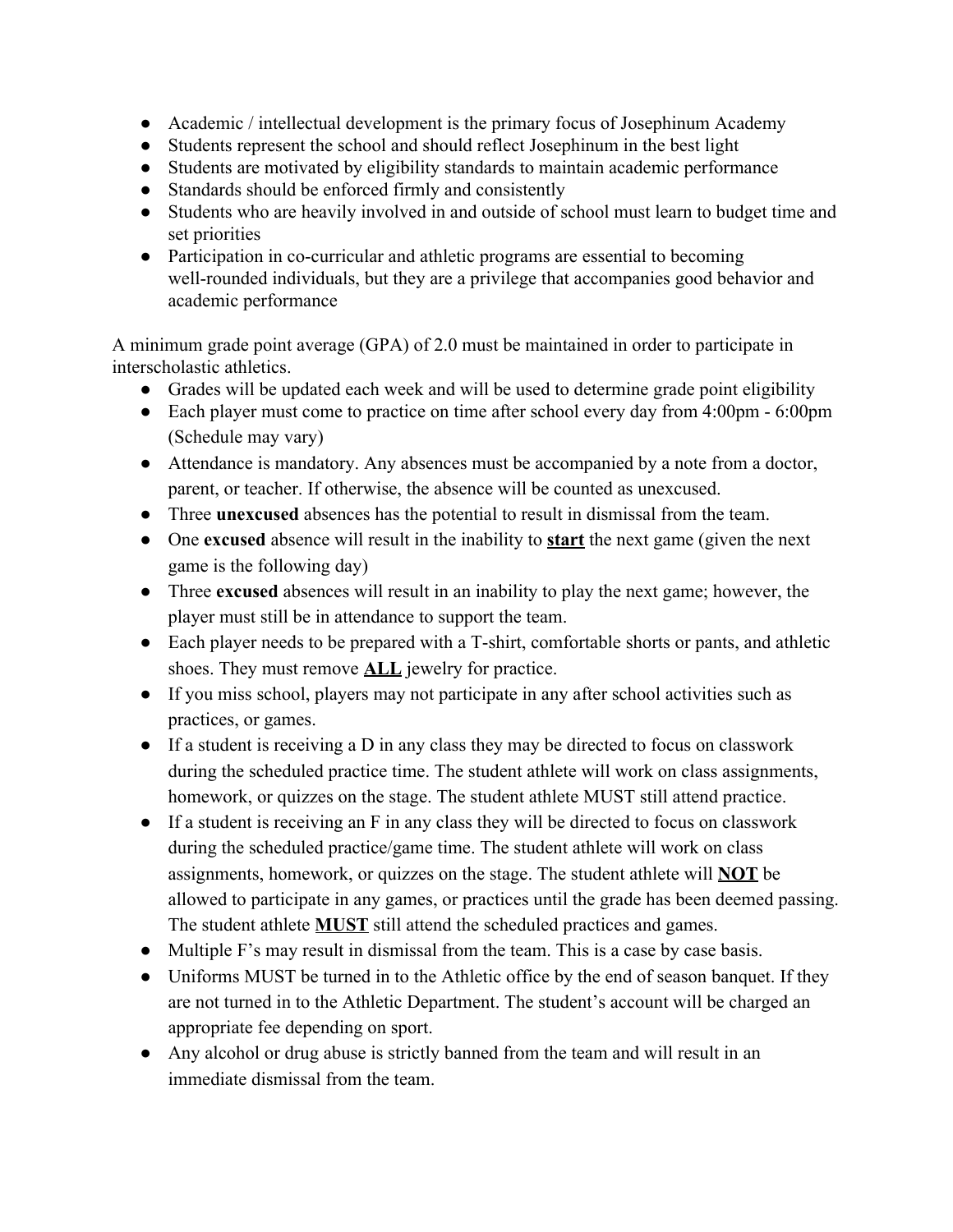- Academic / intellectual development is the primary focus of Josephinum Academy
- Students represent the school and should reflect Josephinum in the best light
- Students are motivated by eligibility standards to maintain academic performance
- Standards should be enforced firmly and consistently
- Students who are heavily involved in and outside of school must learn to budget time and set priorities
- Participation in co-curricular and athletic programs are essential to becoming well-rounded individuals, but they are a privilege that accompanies good behavior and academic performance

A minimum grade point average (GPA) of 2.0 must be maintained in order to participate in interscholastic athletics.

- Grades will be updated each week and will be used to determine grade point eligibility
- Each player must come to practice on time after school every day from 4:00pm - 6:00pm (Schedule may vary)
- Attendance is mandatory. Any absences must be accompanied by a note from a doctor, parent, or teacher. If otherwise, the absence will be counted as unexcused.
- Three **unexcused** absences has the potential to result in dismissal from the team.
- One **excused** absence will result in the inability to <u>**start**</u> the next game (given the next game is the following day)
- Three **excused** absences will result in an inability to play the next game; however, the player must still be in attendance to support the team.
- Each player needs to be prepared with a T-shirt, comfortable shorts or pants, and athletic shoes. They must remove <u>**ALL**</u> jewelry for practice.
- If you miss school, players may not participate in any after school activities such as practices, or games.
- If a student is receiving a D in any class they may be directed to focus on classwork during the scheduled practice time. The student athlete will work on class assignments, homework, or quizzes on the stage. The student athlete MUST still attend practice.
- If a student is receiving an F in any class they will be directed to focus on classwork during the scheduled practice/game time. The student athlete will work on class assignments, homework, or quizzes on the stage. The student athlete will <u>**NOT**</u> be allowed to participate in any games, or practices until the grade has been deemed passing. The student athlete <u>**MUST**</u> still attend the scheduled practices and games.
- Multiple F's may result in dismissal from the team. This is a case by case basis.
- Uniforms MUST be turned in to the Athletic office by the end of season banquet. If they are not turned in to the Athletic Department. The student's account will be charged an appropriate fee depending on sport.
- Any alcohol or drug abuse is strictly banned from the team and will result in an immediate dismissal from the team.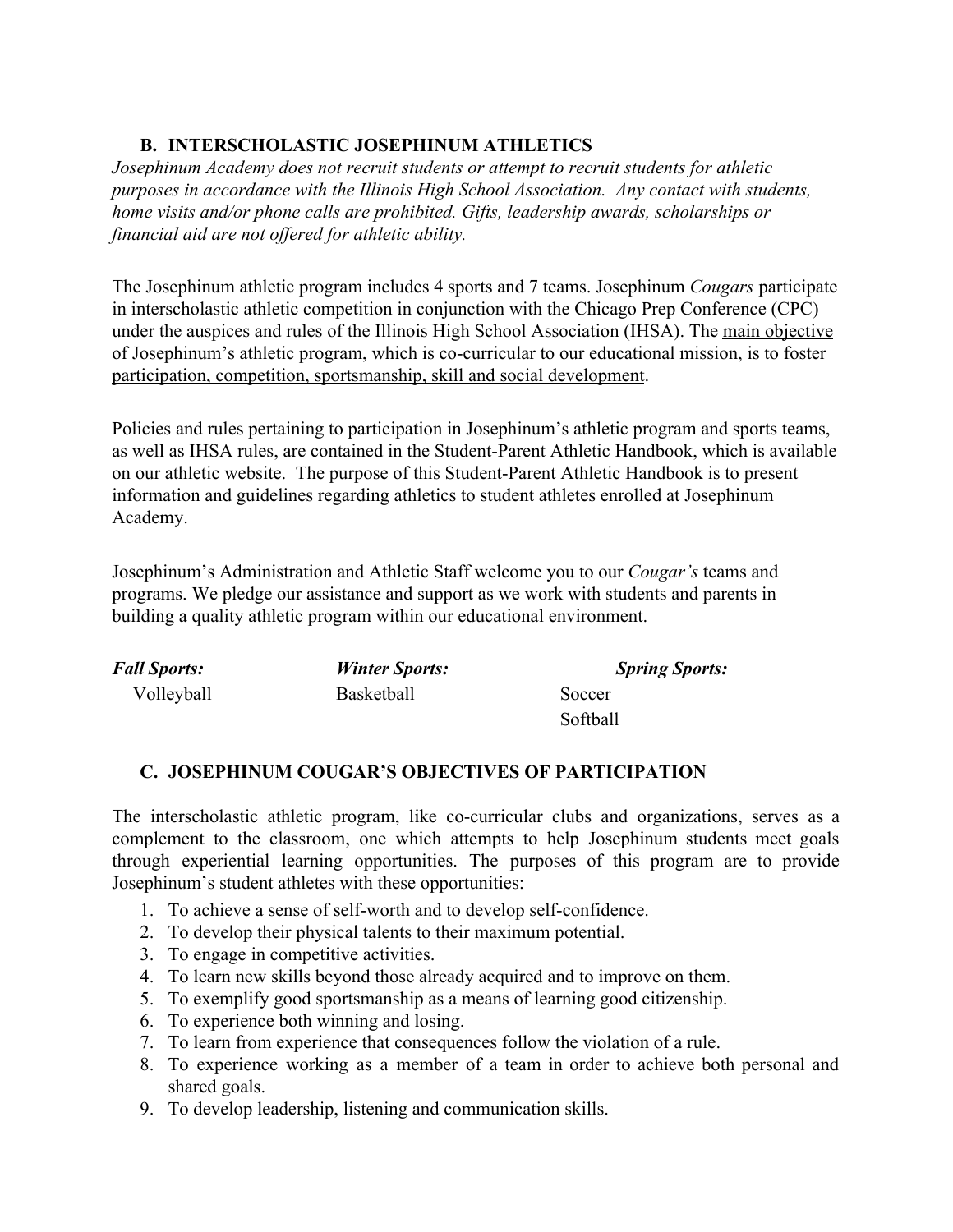### B. INTERSCHOLASTIC JOSEPHINUM ATHLETICS

*Josephinum Academy does not recruit students or attempt to recruit students for athletic purposes in accordance with the Illinois High School Association. Any contact with students, home visits and/or phone calls are prohibited. Gifts, leadership awards, scholarships or financial aid are not offered for athletic ability.*

The Josephinum athletic program includes 4 sports and 7 teams. Josephinum *Cougars* participate in interscholastic athletic competition in conjunction with the Chicago Prep Conference (CPC) under the auspices and rules of the Illinois High School Association (IHSA). The <u>main objective</u> of Josephinum's athletic program, which is co-curricular to our educational mission, is to <u>foster participation, competition, sportsmanship, skill and social development</u>.

Policies and rules pertaining to participation in Josephinum's athletic program and sports teams, as well as IHSA rules, are contained in the Student-Parent Athletic Handbook, which is available on our athletic website. The purpose of this Student-Parent Athletic Handbook is to present information and guidelines regarding athletics to student athletes enrolled at Josephinum Academy.

Josephinum's Administration and Athletic Staff welcome you to our *Cougar's* teams and programs. We pledge our assistance and support as we work with students and parents in building a quality athletic program within our educational environment.

| ***Fall Sports:*** | ***Winter Sports:*** | ***Spring Sports:*** |
|---|---|---|
| Volleyball | Basketball | Soccer |
| | | Softball |

### C. JOSEPHINUM COUGAR'S OBJECTIVES OF PARTICIPATION

The interscholastic athletic program, like co-curricular clubs and organizations, serves as a complement to the classroom, one which attempts to help Josephinum students meet goals through experiential learning opportunities. The purposes of this program are to provide Josephinum's student athletes with these opportunities:

1. To achieve a sense of self-worth and to develop self-confidence.
2. To develop their physical talents to their maximum potential.
3. To engage in competitive activities.
4. To learn new skills beyond those already acquired and to improve on them.
5. To exemplify good sportsmanship as a means of learning good citizenship.
6. To experience both winning and losing.
7. To learn from experience that consequences follow the violation of a rule.
8. To experience working as a member of a team in order to achieve both personal and shared goals.
9. To develop leadership, listening and communication skills.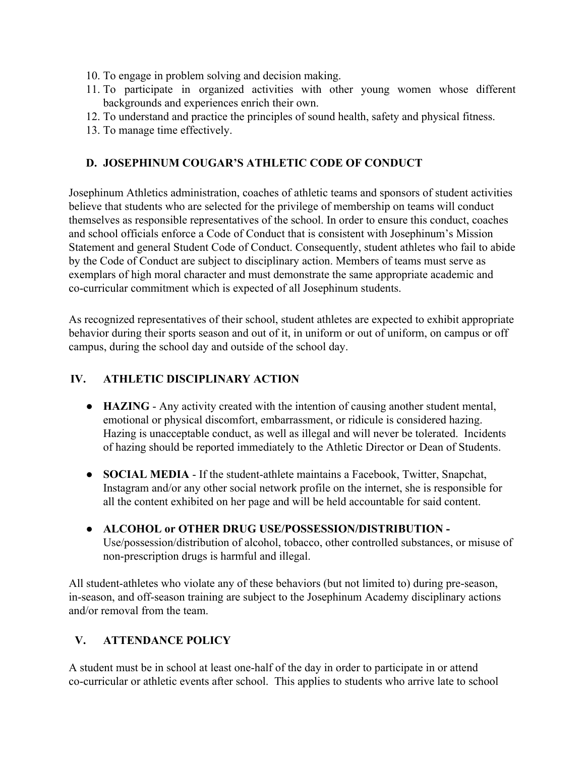10. To engage in problem solving and decision making.
11. To participate in organized activities with other young women whose different backgrounds and experiences enrich their own.
12. To understand and practice the principles of sound health, safety and physical fitness.
13. To manage time effectively.

### D. JOSEPHINUM COUGAR'S ATHLETIC CODE OF CONDUCT

Josephinum Athletics administration, coaches of athletic teams and sponsors of student activities believe that students who are selected for the privilege of membership on teams will conduct themselves as responsible representatives of the school. In order to ensure this conduct, coaches and school officials enforce a Code of Conduct that is consistent with Josephinum's Mission Statement and general Student Code of Conduct. Consequently, student athletes who fail to abide by the Code of Conduct are subject to disciplinary action. Members of teams must serve as exemplars of high moral character and must demonstrate the same appropriate academic and co-curricular commitment which is expected of all Josephinum students.

As recognized representatives of their school, student athletes are expected to exhibit appropriate behavior during their sports season and out of it, in uniform or out of uniform, on campus or off campus, during the school day and outside of the school day.

## IV. ATHLETIC DISCIPLINARY ACTION

- **HAZING** - Any activity created with the intention of causing another student mental, emotional or physical discomfort, embarrassment, or ridicule is considered hazing. Hazing is unacceptable conduct, as well as illegal and will never be tolerated. Incidents of hazing should be reported immediately to the Athletic Director or Dean of Students.

- **SOCIAL MEDIA** - If the student-athlete maintains a Facebook, Twitter, Snapchat, Instagram and/or any other social network profile on the internet, she is responsible for all the content exhibited on her page and will be held accountable for said content.

- **ALCOHOL or OTHER DRUG USE/POSSESSION/DISTRIBUTION -** Use/possession/distribution of alcohol, tobacco, other controlled substances, or misuse of non-prescription drugs is harmful and illegal.

All student-athletes who violate any of these behaviors (but not limited to) during pre-season, in-season, and off-season training are subject to the Josephinum Academy disciplinary actions and/or removal from the team.

## V. ATTENDANCE POLICY

A student must be in school at least one-half of the day in order to participate in or attend co-curricular or athletic events after school. This applies to students who arrive late to school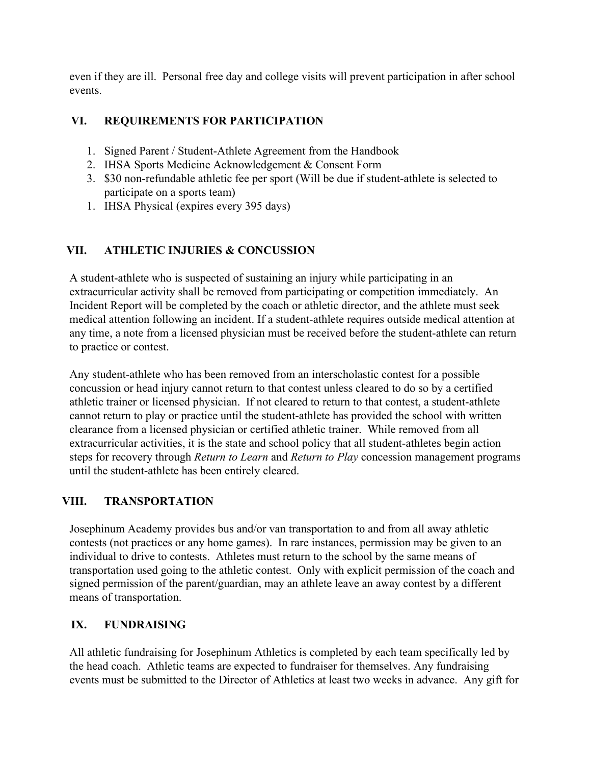even if they are ill. Personal free day and college visits will prevent participation in after school events.

## VI. REQUIREMENTS FOR PARTICIPATION

1. Signed Parent / Student-Athlete Agreement from the Handbook
2. IHSA Sports Medicine Acknowledgement & Consent Form
3. $30 non-refundable athletic fee per sport (Will be due if student-athlete is selected to participate on a sports team)
1. IHSA Physical (expires every 395 days)

## VII. ATHLETIC INJURIES & CONCUSSION

A student-athlete who is suspected of sustaining an injury while participating in an extracurricular activity shall be removed from participating or competition immediately. An Incident Report will be completed by the coach or athletic director, and the athlete must seek medical attention following an incident. If a student-athlete requires outside medical attention at any time, a note from a licensed physician must be received before the student-athlete can return to practice or contest.

Any student-athlete who has been removed from an interscholastic contest for a possible concussion or head injury cannot return to that contest unless cleared to do so by a certified athletic trainer or licensed physician. If not cleared to return to that contest, a student-athlete cannot return to play or practice until the student-athlete has provided the school with written clearance from a licensed physician or certified athletic trainer. While removed from all extracurricular activities, it is the state and school policy that all student-athletes begin action steps for recovery through *Return to Learn* and *Return to Play* concession management programs until the student-athlete has been entirely cleared.

## VIII. TRANSPORTATION

Josephinum Academy provides bus and/or van transportation to and from all away athletic contests (not practices or any home games). In rare instances, permission may be given to an individual to drive to contests. Athletes must return to the school by the same means of transportation used going to the athletic contest. Only with explicit permission of the coach and signed permission of the parent/guardian, may an athlete leave an away contest by a different means of transportation.

## IX. FUNDRAISING

All athletic fundraising for Josephinum Athletics is completed by each team specifically led by the head coach. Athletic teams are expected to fundraiser for themselves. Any fundraising events must be submitted to the Director of Athletics at least two weeks in advance. Any gift for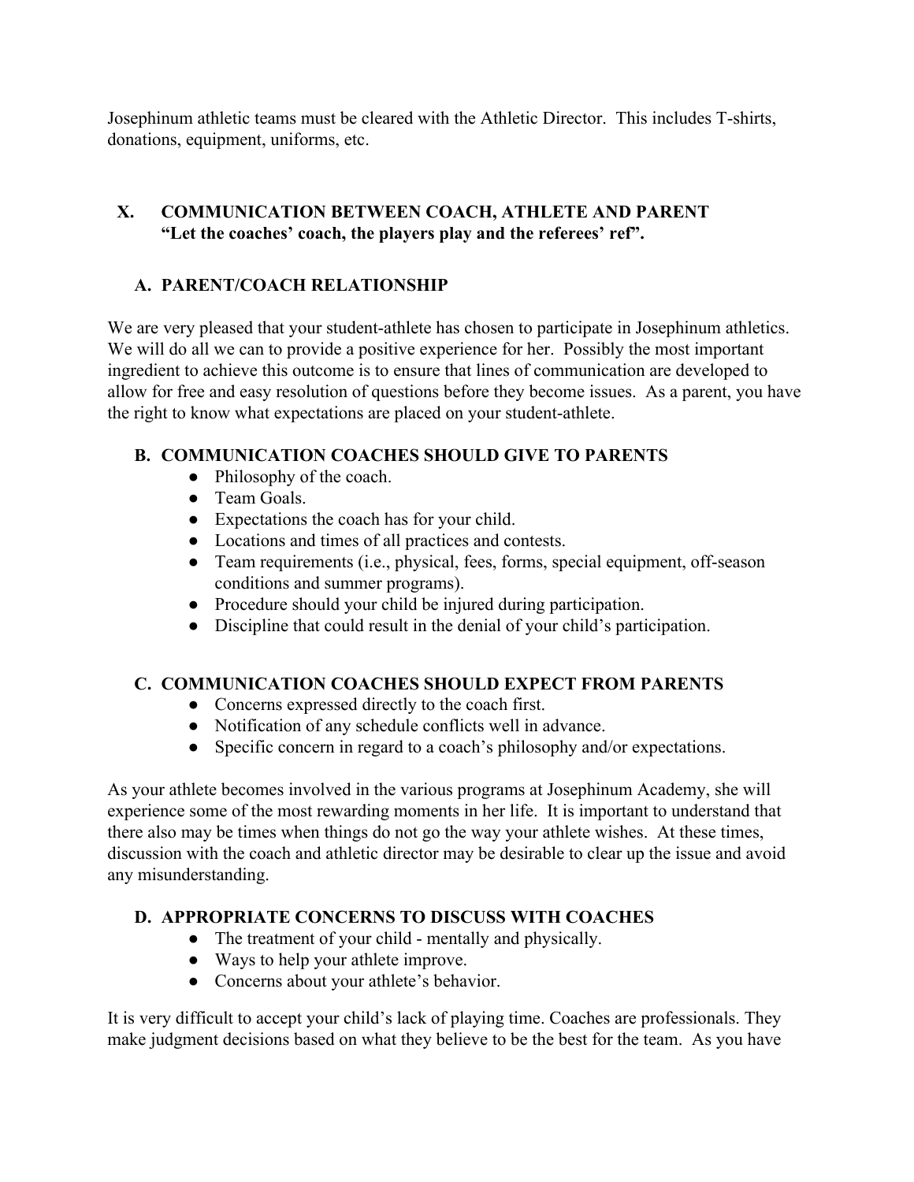Josephinum athletic teams must be cleared with the Athletic Director. This includes T-shirts, donations, equipment, uniforms, etc.

## X. COMMUNICATION BETWEEN COACH, ATHLETE AND PARENT
**"Let the coaches' coach, the players play and the referees' ref".**

### A. PARENT/COACH RELATIONSHIP

We are very pleased that your student-athlete has chosen to participate in Josephinum athletics. We will do all we can to provide a positive experience for her. Possibly the most important ingredient to achieve this outcome is to ensure that lines of communication are developed to allow for free and easy resolution of questions before they become issues. As a parent, you have the right to know what expectations are placed on your student-athlete.

### B. COMMUNICATION COACHES SHOULD GIVE TO PARENTS

- Philosophy of the coach.
- Team Goals.
- Expectations the coach has for your child.
- Locations and times of all practices and contests.
- Team requirements (i.e., physical, fees, forms, special equipment, off-season conditions and summer programs).
- Procedure should your child be injured during participation.
- Discipline that could result in the denial of your child's participation.

### C. COMMUNICATION COACHES SHOULD EXPECT FROM PARENTS

- Concerns expressed directly to the coach first.
- Notification of any schedule conflicts well in advance.
- Specific concern in regard to a coach's philosophy and/or expectations.

As your athlete becomes involved in the various programs at Josephinum Academy, she will experience some of the most rewarding moments in her life. It is important to understand that there also may be times when things do not go the way your athlete wishes. At these times, discussion with the coach and athletic director may be desirable to clear up the issue and avoid any misunderstanding.

### D. APPROPRIATE CONCERNS TO DISCUSS WITH COACHES

- The treatment of your child - mentally and physically.
- Ways to help your athlete improve.
- Concerns about your athlete's behavior.

It is very difficult to accept your child's lack of playing time. Coaches are professionals. They make judgment decisions based on what they believe to be the best for the team. As you have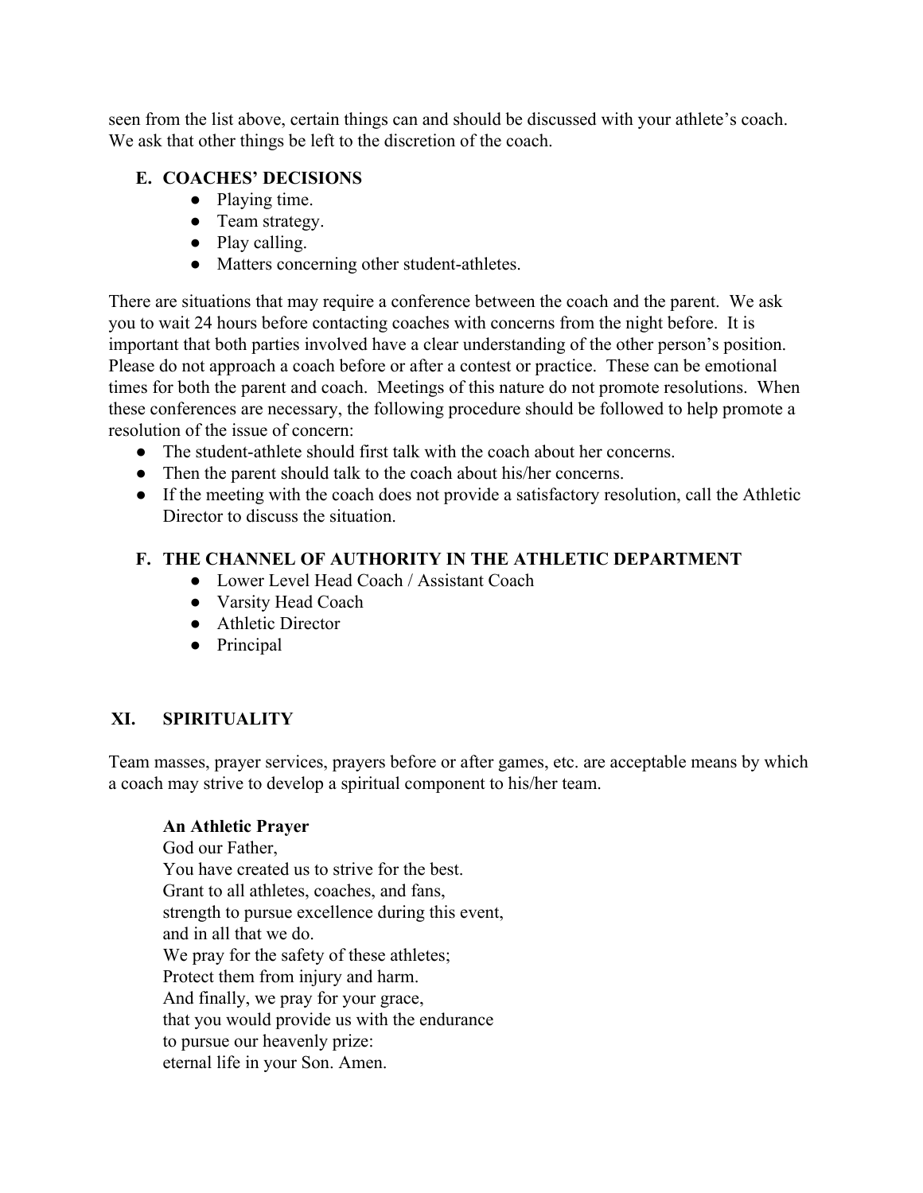seen from the list above, certain things can and should be discussed with your athlete's coach. We ask that other things be left to the discretion of the coach.

### E. COACHES' DECISIONS

- Playing time.
- Team strategy.
- Play calling.
- Matters concerning other student-athletes.

There are situations that may require a conference between the coach and the parent. We ask you to wait 24 hours before contacting coaches with concerns from the night before. It is important that both parties involved have a clear understanding of the other person's position. Please do not approach a coach before or after a contest or practice. These can be emotional times for both the parent and coach. Meetings of this nature do not promote resolutions. When these conferences are necessary, the following procedure should be followed to help promote a resolution of the issue of concern:

- The student-athlete should first talk with the coach about her concerns.
- Then the parent should talk to the coach about his/her concerns.
- If the meeting with the coach does not provide a satisfactory resolution, call the Athletic Director to discuss the situation.

### F. THE CHANNEL OF AUTHORITY IN THE ATHLETIC DEPARTMENT

- Lower Level Head Coach / Assistant Coach
- Varsity Head Coach
- Athletic Director
- Principal

## XI. SPIRITUALITY

Team masses, prayer services, prayers before or after games, etc. are acceptable means by which a coach may strive to develop a spiritual component to his/her team.

**An Athletic Prayer**
God our Father,
You have created us to strive for the best.
Grant to all athletes, coaches, and fans,
strength to pursue excellence during this event,
and in all that we do.
We pray for the safety of these athletes;
Protect them from injury and harm.
And finally, we pray for your grace,
that you would provide us with the endurance
to pursue our heavenly prize:
eternal life in your Son. Amen.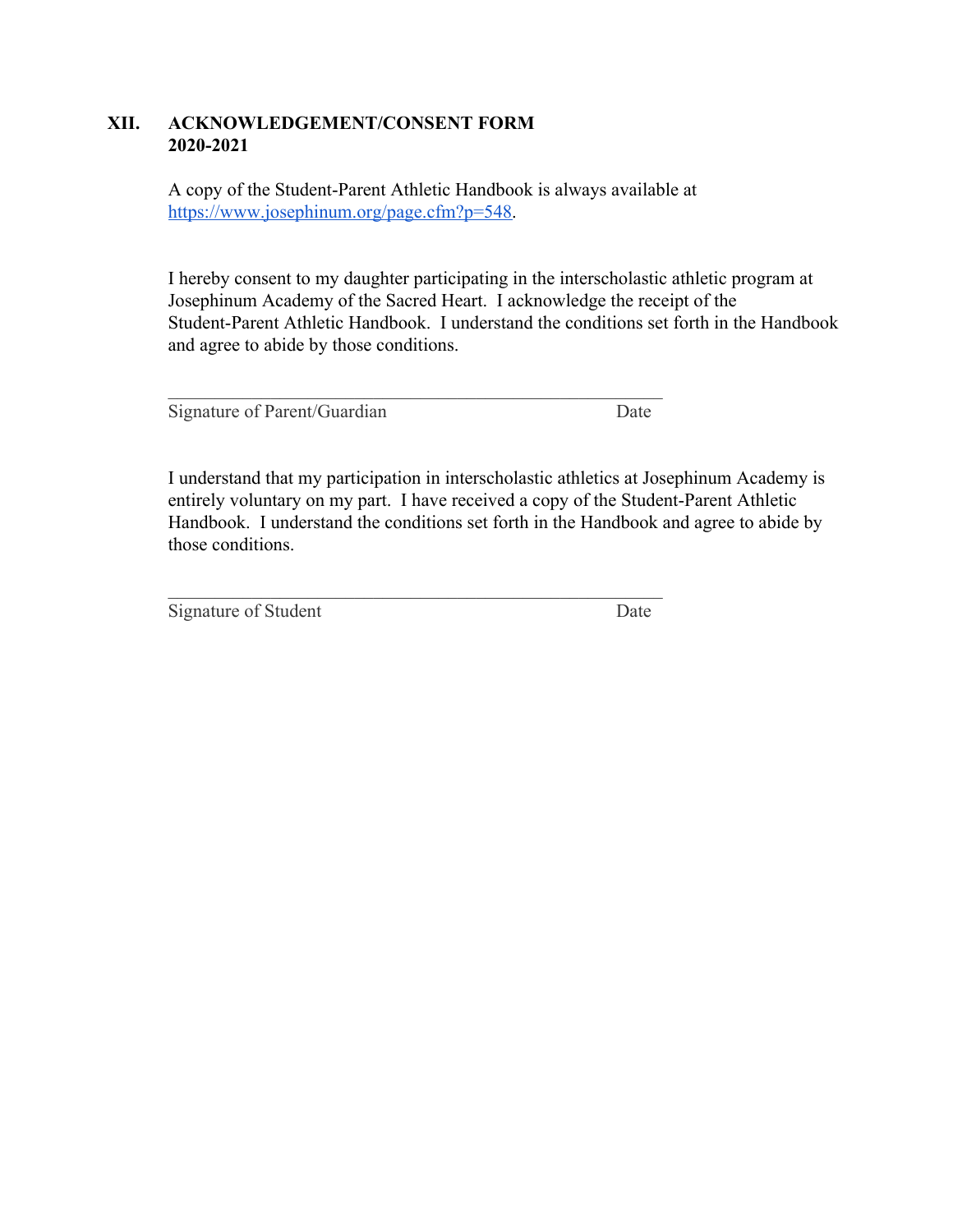## XII. ACKNOWLEDGEMENT/CONSENT FORM 2020-2021

A copy of the Student-Parent Athletic Handbook is always available at https://www.josephinum.org/page.cfm?p=548.

I hereby consent to my daughter participating in the interscholastic athletic program at Josephinum Academy of the Sacred Heart. I acknowledge the receipt of the Student-Parent Athletic Handbook. I understand the conditions set forth in the Handbook and agree to abide by those conditions.

_______________________________________________

Signature of Parent/Guardian Date

I understand that my participation in interscholastic athletics at Josephinum Academy is entirely voluntary on my part. I have received a copy of the Student-Parent Athletic Handbook. I understand the conditions set forth in the Handbook and agree to abide by those conditions.

_______________________________________________

Signature of Student Date